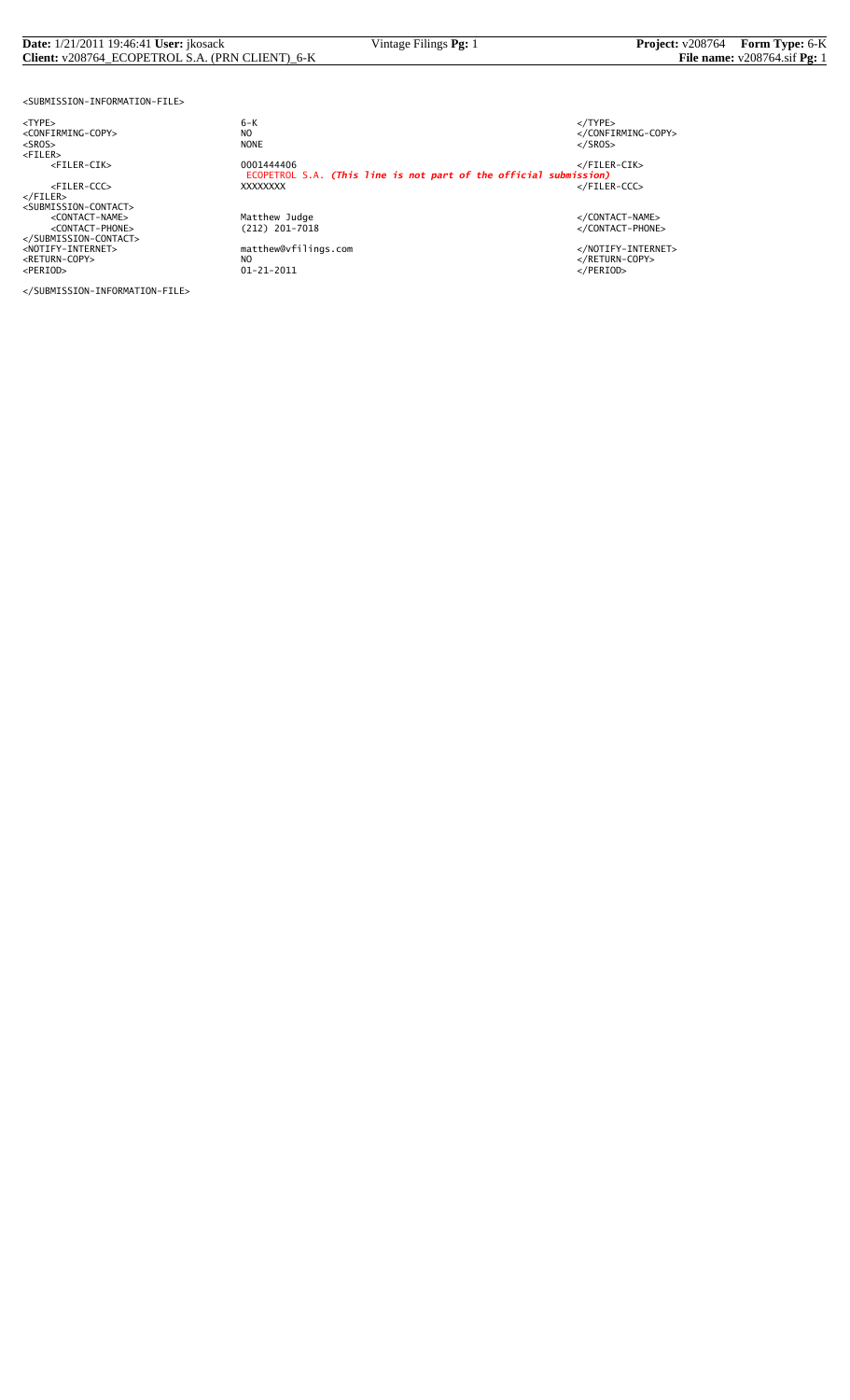```
<SUBMISSION-INFORMATION-FILE>

<TYPE>                      6-K                                                              </TYPE>
<CONFIRMING-COPY>           NO                                                               </CONFIRMING-COPY>
<SROS>                      NONE                                                             </SROS>
<FILER>
     <FILER-CIK>            0001444406                                                       </FILER-CIK>
                            ECOPETROL S.A. (This line is not part of the official submission)
     <FILER-CCC>            XXXXXXXX                                                         </FILER-CCC>
</FILER>
<SUBMISSION-CONTACT>
     <CONTACT-NAME>         Matthew Judge                                                    </CONTACT-NAME>
     <CONTACT-PHONE>        (212) 201-7018                                                   </CONTACT-PHONE>
</SUBMISSION-CONTACT>
<NOTIFY-INTERNET>           matthew@vfilings.com                                             </NOTIFY-INTERNET>
<RETURN-COPY>               NO                                                               </RETURN-COPY>
<PERIOD>                    01-21-2011                                                       </PERIOD>

</SUBMISSION-INFORMATION-FILE>
```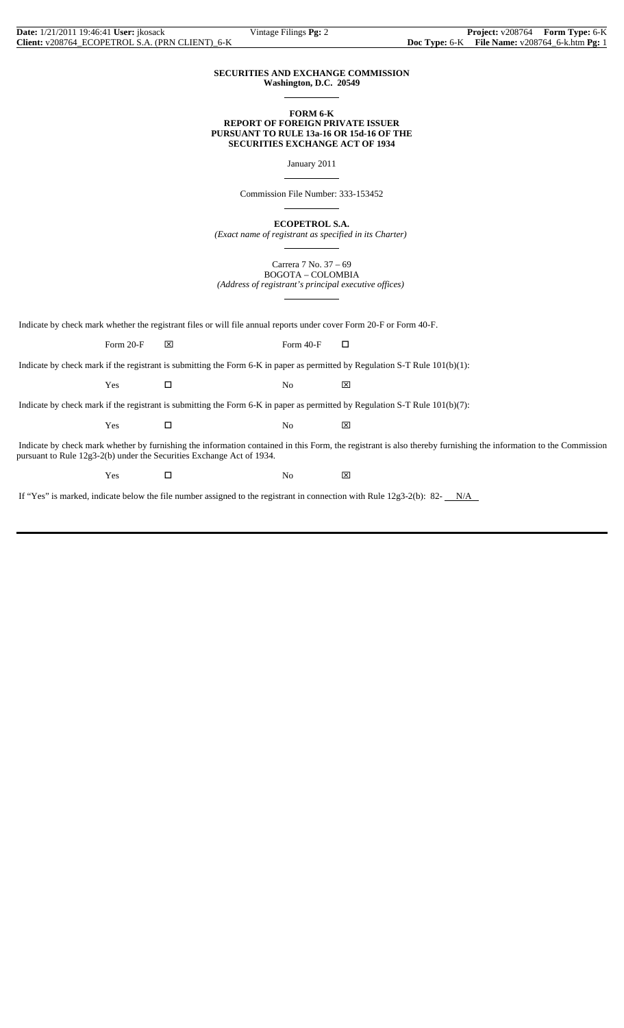**SECURITIES AND EXCHANGE COMMISSION**
**Washington, D.C. 20549**

**FORM 6-K**
**REPORT OF FOREIGN PRIVATE ISSUER**
**PURSUANT TO RULE 13a-16 OR 15d-16 OF THE**
**SECURITIES EXCHANGE ACT OF 1934**

January 2011

Commission File Number: 333-153452

**ECOPETROL S.A.**
*(Exact name of registrant as specified in its Charter)*

Carrera 7 No. 37 – 69
BOGOTA – COLOMBIA
*(Address of registrant's principal executive offices)*

Indicate by check mark whether the registrant files or will file annual reports under cover Form 20-F or Form 40-F.

Form 20-F ☒ Form 40-F ☐

Indicate by check mark if the registrant is submitting the Form 6-K in paper as permitted by Regulation S-T Rule 101(b)(1):

Yes ☐ No ☒

Indicate by check mark if the registrant is submitting the Form 6-K in paper as permitted by Regulation S-T Rule 101(b)(7):

Yes ☐ No ☒

Indicate by check mark whether by furnishing the information contained in this Form, the registrant is also thereby furnishing the information to the Commission pursuant to Rule 12g3-2(b) under the Securities Exchange Act of 1934.

Yes ☐ No ☒

If "Yes" is marked, indicate below the file number assigned to the registrant in connection with Rule 12g3-2(b): 82- N/A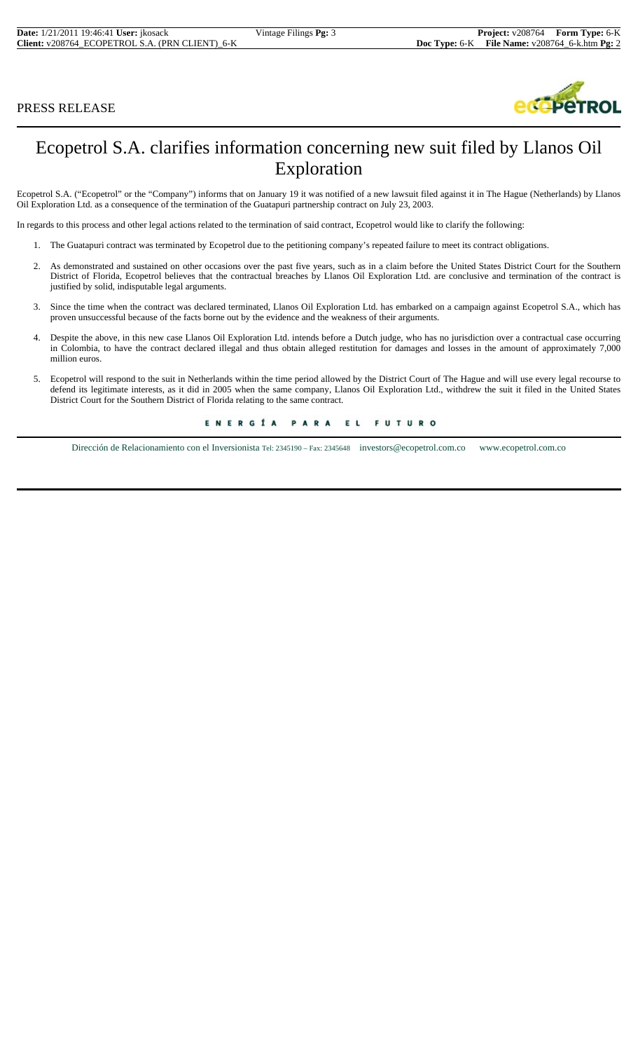PRESS RELEASE

# Ecopetrol S.A. clarifies information concerning new suit filed by Llanos Oil Exploration

Ecopetrol S.A. ("Ecopetrol" or the "Company") informs that on January 19 it was notified of a new lawsuit filed against it in The Hague (Netherlands) by Llanos Oil Exploration Ltd. as a consequence of the termination of the Guatapuri partnership contract on July 23, 2003.

In regards to this process and other legal actions related to the termination of said contract, Ecopetrol would like to clarify the following:

1. The Guatapuri contract was terminated by Ecopetrol due to the petitioning company's repeated failure to meet its contract obligations.
2. As demonstrated and sustained on other occasions over the past five years, such as in a claim before the United States District Court for the Southern District of Florida, Ecopetrol believes that the contractual breaches by Llanos Oil Exploration Ltd. are conclusive and termination of the contract is justified by solid, indisputable legal arguments.
3. Since the time when the contract was declared terminated, Llanos Oil Exploration Ltd. has embarked on a campaign against Ecopetrol S.A., which has proven unsuccessful because of the facts borne out by the evidence and the weakness of their arguments.
4. Despite the above, in this new case Llanos Oil Exploration Ltd. intends before a Dutch judge, who has no jurisdiction over a contractual case occurring in Colombia, to have the contract declared illegal and thus obtain alleged restitution for damages and losses in the amount of approximately 7,000 million euros.
5. Ecopetrol will respond to the suit in Netherlands within the time period allowed by the District Court of The Hague and will use every legal recourse to defend its legitimate interests, as it did in 2005 when the same company, Llanos Oil Exploration Ltd., withdrew the suit it filed in the United States District Court for the Southern District of Florida relating to the same contract.

ENERGÍA PARA EL FUTURO

Dirección de Relacionamiento con el Inversionista Tel: 2345190 – Fax: 2345648 investors@ecopetrol.com.co www.ecopetrol.com.co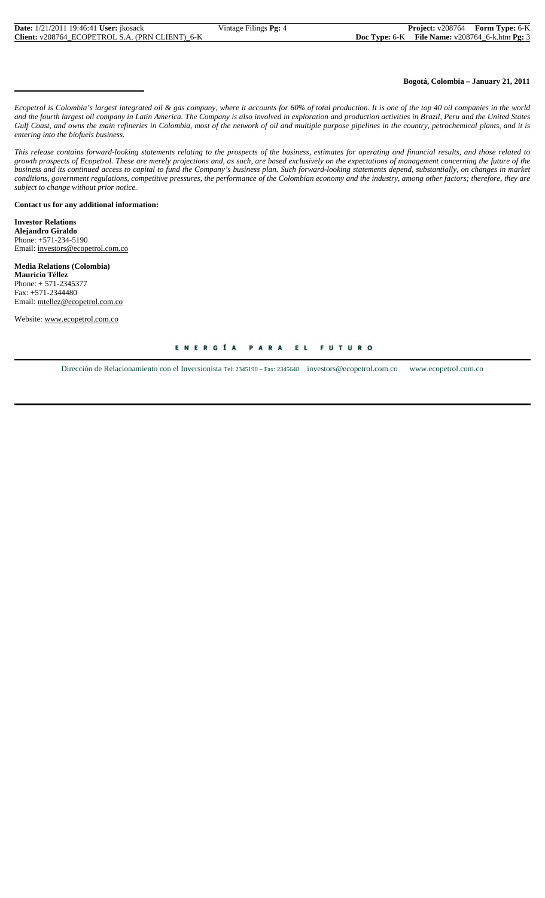**Bogotá, Colombia – January 21, 2011**

---

*Ecopetrol is Colombia's largest integrated oil & gas company, where it accounts for 60% of total production. It is one of the top 40 oil companies in the world and the fourth largest oil company in Latin America. The Company is also involved in exploration and production activities in Brazil, Peru and the United States Gulf Coast, and owns the main refineries in Colombia, most of the network of oil and multiple purpose pipelines in the country, petrochemical plants, and it is entering into the biofuels business.*

*This release contains forward-looking statements relating to the prospects of the business, estimates for operating and financial results, and those related to growth prospects of Ecopetrol. These are merely projections and, as such, are based exclusively on the expectations of management concerning the future of the business and its continued access to capital to fund the Company's business plan. Such forward-looking statements depend, substantially, on changes in market conditions, government regulations, competitive pressures, the performance of the Colombian economy and the industry, among other factors; therefore, they are subject to change without prior notice.*

**Contact us for any additional information:**

**Investor Relations**
**Alejandro Giraldo**
Phone: +571-234-5190
Email: investors@ecopetrol.com.co

**Media Relations (Colombia)**
**Mauricio Téllez**
Phone: + 571-2345377
Fax: +571-2344480
Email: mtellez@ecopetrol.com.co

Website: www.ecopetrol.com.co

ENERGÍA PARA EL FUTURO

Dirección de Relacionamiento con el Inversionista Tel: 2345190 – Fax: 2345648 investors@ecopetrol.com.co www.ecopetrol.com.co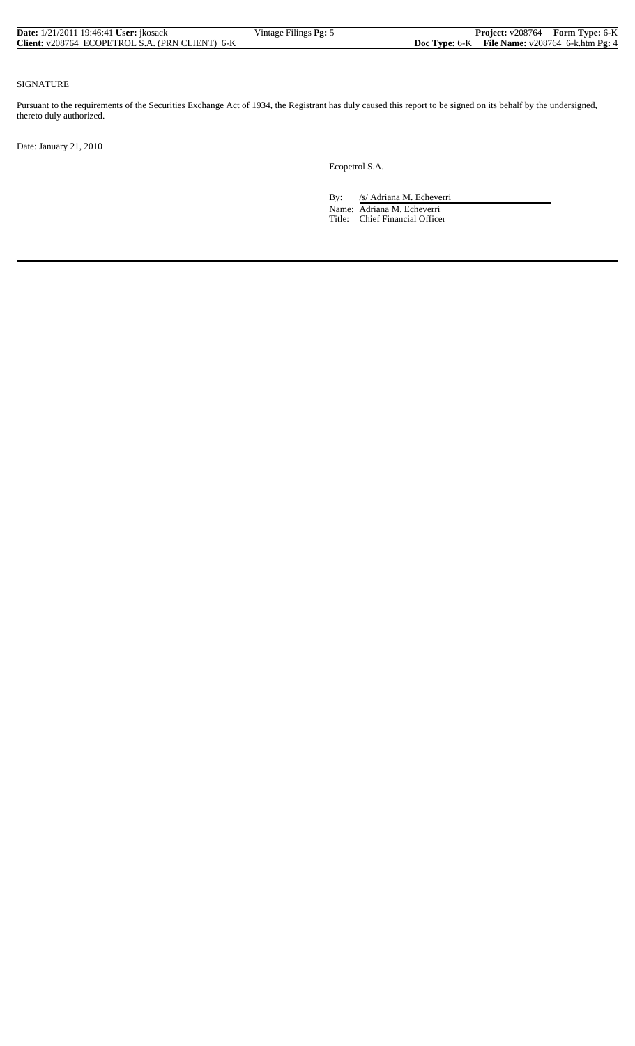SIGNATURE

Pursuant to the requirements of the Securities Exchange Act of 1934, the Registrant has duly caused this report to be signed on its behalf by the undersigned, thereto duly authorized.

Date: January 21, 2010

Ecopetrol S.A.

By: /s/ Adriana M. Echeverri

Name: Adriana M. Echeverri

Title: Chief Financial Officer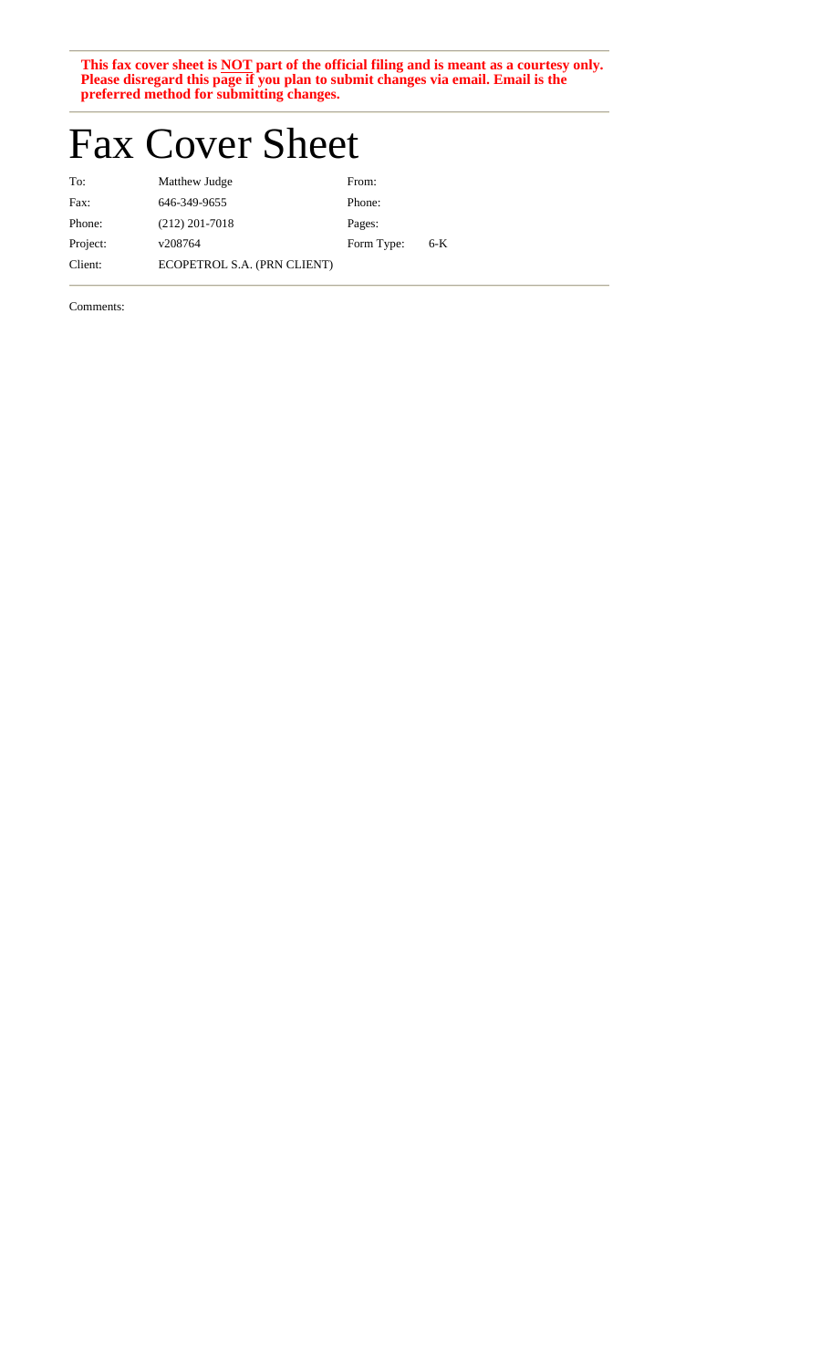**This fax cover sheet is <u>NOT</u> part of the official filing and is meant as a courtesy only. Please disregard this page if you plan to submit changes via email. Email is the preferred method for submitting changes.**

# Fax Cover Sheet

| | | | |
|---|---|---|---|
| To: | Matthew Judge | From: | |
| Fax: | 646-349-9655 | Phone: | |
| Phone: | (212) 201-7018 | Pages: | |
| Project: | v208764 | Form Type: | 6-K |
| Client: | ECOPETROL S.A. (PRN CLIENT) | | |

Comments: